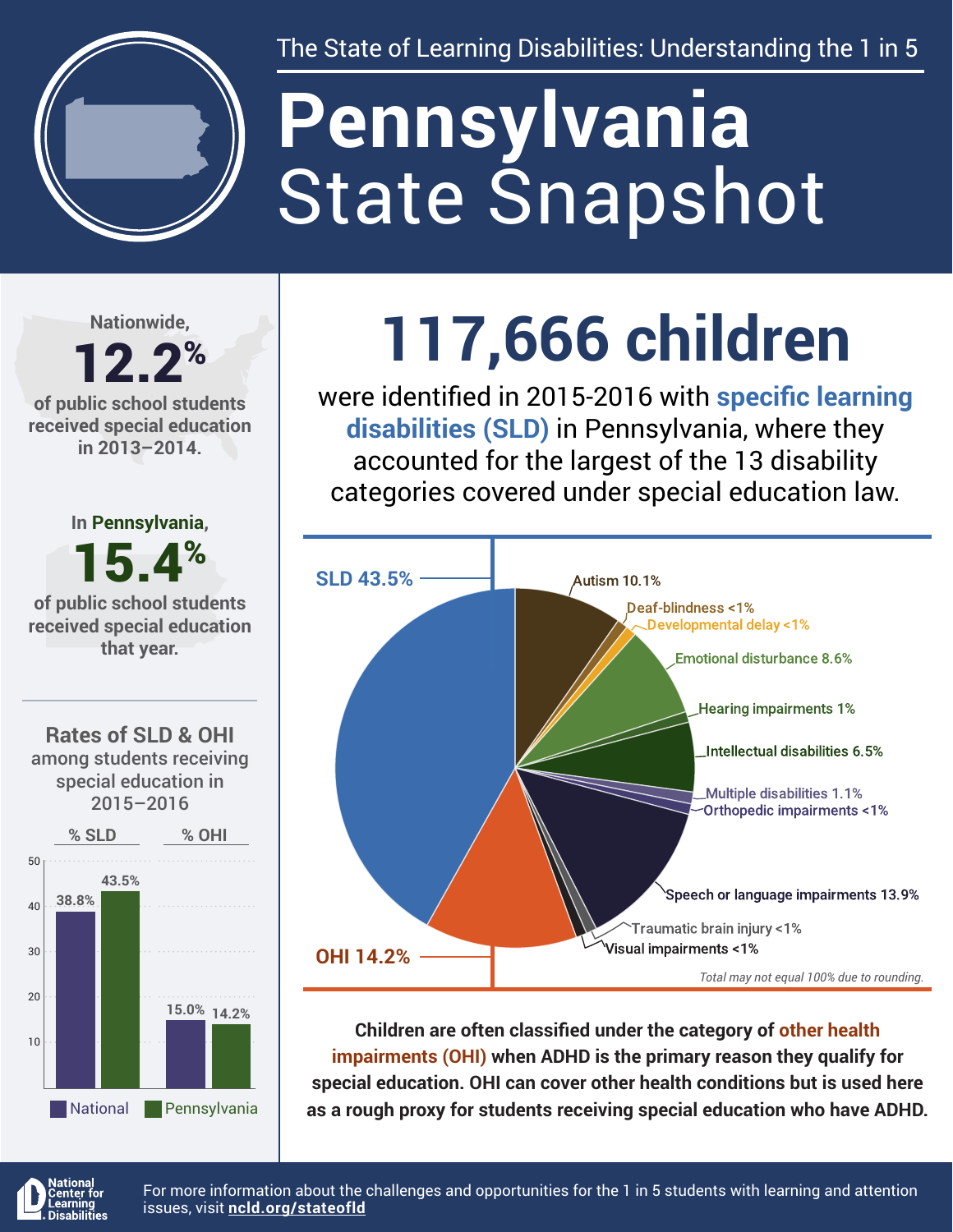The State of Learning Disabilities: Understanding the 1 in 5

# Pennsylvania State Snapshot

Nationwide, **12.2%** of public school students received special education in 2013–2014.

In Pennsylvania, **15.4%** of public school students received special education that year.

## Rates of SLD & OHI among students receiving special education in 2015–2016

| | National | Pennsylvania |
|---|---|---|
| % SLD | 38.8% | 43.5% |
| % OHI | 15.0% | 14.2% |

## 117,666 children

were identified in 2015-2016 with **specific learning disabilities (SLD)** in Pennsylvania, where they accounted for the largest of the 13 disability categories covered under special education law.

| Category | Percentage |
|---|---|
| SLD | 43.5% |
| Autism | 10.1% |
| Deaf-blindness | <1% |
| Developmental delay | <1% |
| Emotional disturbance | 8.6% |
| Hearing impairments | 1% |
| Intellectual disabilities | 6.5% |
| Multiple disabilities | 1.1% |
| Orthopedic impairments | <1% |
| Speech or language impairments | 13.9% |
| Traumatic brain injury | <1% |
| Visual impairments | <1% |
| OHI | 14.2% |

*Total may not equal 100% due to rounding.*

**Children are often classified under the category of other health impairments (OHI) when ADHD is the primary reason they qualify for special education. OHI can cover other health conditions but is used here as a rough proxy for students receiving special education who have ADHD.**

National Center for Learning Disabilities

For more information about the challenges and opportunities for the 1 in 5 students with learning and attention issues, visit **ncld.org/stateofld**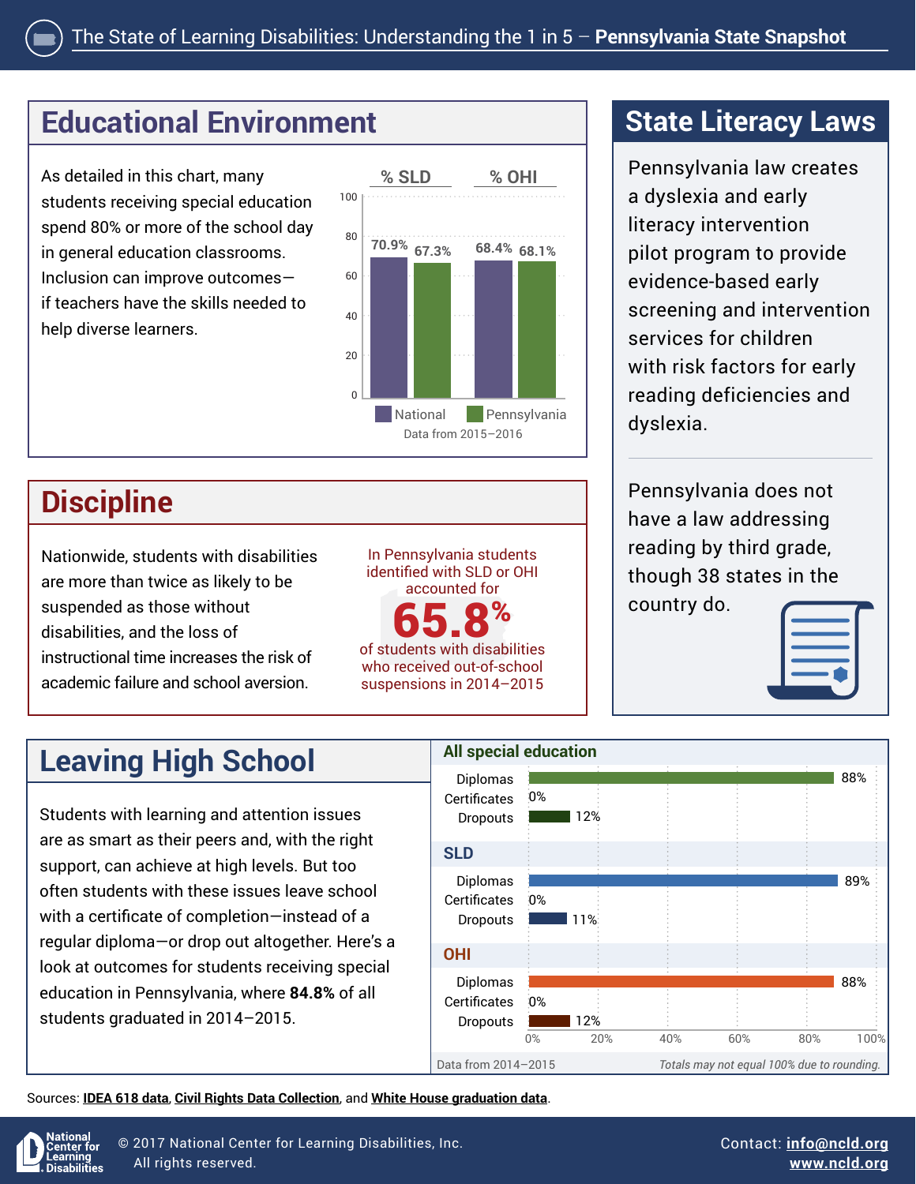# The State of Learning Disabilities: Understanding the 1 in 5 – **Pennsylvania State Snapshot**

## Educational Environment

As detailed in this chart, many students receiving special education spend 80% or more of the school day in general education classrooms. Inclusion can improve outcomes—if teachers have the skills needed to help diverse learners.

% SLD
% OHI
100
80
60
40
20
0
70.9%
67.3%
68.4%
68.1%
National
Pennsylvania
Data from 2015–2016

## State Literacy Laws

Pennsylvania law creates a dyslexia and early literacy intervention pilot program to provide evidence-based early screening and intervention services for children with risk factors for early reading deficiencies and dyslexia.

Pennsylvania does not have a law addressing reading by third grade, though 38 states in the country do.

## Discipline

Nationwide, students with disabilities are more than twice as likely to be suspended as those without disabilities, and the loss of instructional time increases the risk of academic failure and school aversion.

In Pennsylvania students identified with SLD or OHI accounted for **65.8%** of students with disabilities who received out-of-school suspensions in 2014–2015

## Leaving High School

Students with learning and attention issues are as smart as their peers and, with the right support, can achieve at high levels. But too often students with these issues leave school with a certificate of completion—instead of a regular diploma—or drop out altogether. Here's a look at outcomes for students receiving special education in Pennsylvania, where **84.8%** of all students graduated in 2014–2015.

All special education
Diplomas 88%
Certificates 0%
Dropouts 12%

SLD
Diplomas 89%
Certificates 0%
Dropouts 11%

OHI
Diplomas 88%
Certificates 0%
Dropouts 12%

0% 20% 40% 60% 80% 100%

Data from 2014–2015

*Totals may not equal 100% due to rounding.*

Sources: **IDEA 618 data**, **Civil Rights Data Collection**, and **White House graduation data**.

National Center for Learning Disabilities

© 2017 National Center for Learning Disabilities, Inc. All rights reserved.

Contact: **info@ncld.org** **www.ncld.org**